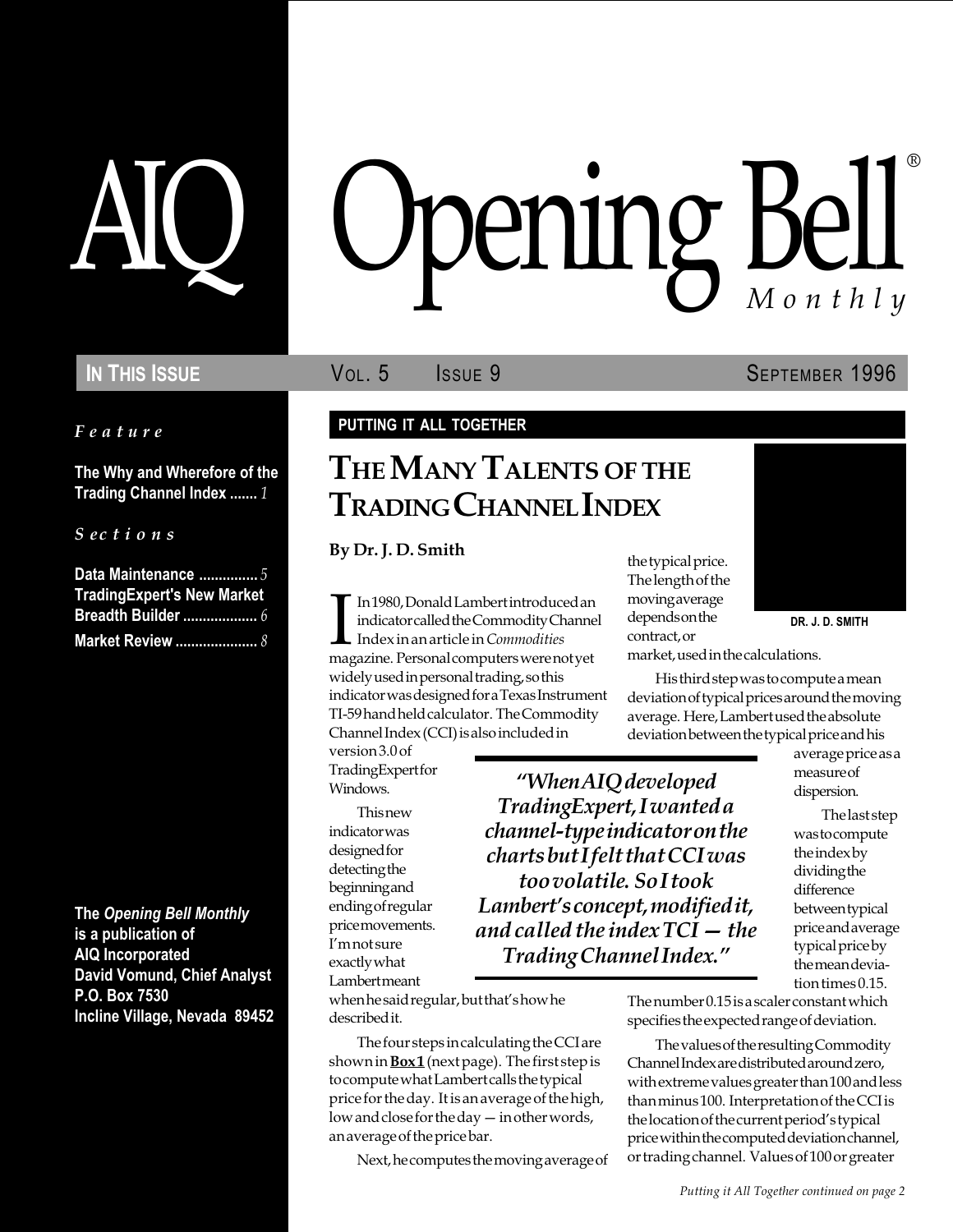# AIQ Opening Bell® Monthly

**IN THIS ISSUE** VOL. 5 ISSUE 9 SEPTEMBER 1996

*Feature*

**The Why and Wherefore of the Trading Channel Index ....... *1***

*Sections*

**Data Maintenance ............... *5***
**TradingExpert's New Market Breadth Builder ................... *6***
**Market Review ..................... *8***

**The *Opening Bell Monthly* is a publication of AIQ Incorporated David Vomund, Chief Analyst P.O. Box 7530 Incline Village, Nevada 89452**

**PUTTING IT ALL TOGETHER**

## THE MANY TALENTS OF THE TRADING CHANNEL INDEX

**By Dr. J. D. Smith**

DR. J. D. SMITH

In 1980, Donald Lambert introduced an indicator called the Commodity Channel Index in an article in *Commodities* magazine. Personal computers were not yet widely used in personal trading, so this indicator was designed for a Texas Instrument TI-59 hand held calculator. The Commodity Channel Index (CCI) is also included in version 3.0 of TradingExpert for Windows.

This new indicator was designed for detecting the beginning and ending of regular price movements. I'm not sure exactly what Lambert meant when he said regular, but that's how he described it.

The four steps in calculating the CCI are shown in **Box 1** (next page). The first step is to compute what Lambert calls the typical price for the day. It is an average of the high, low and close for the day — in other words, an average of the price bar.

Next, he computes the moving average of the typical price. The length of the moving average depends on the contract, or market, used in the calculations.

His third step was to compute a mean deviation of typical prices around the moving average. Here, Lambert used the absolute deviation between the typical price and his average price as a measure of dispersion.

> *"When AIQ developed TradingExpert, I wanted a channel-type indicator on the charts but I felt that CCI was too volatile. So I took Lambert's concept, modified it, and called the index TCI — the Trading Channel Index."*

The last step was to compute the index by dividing the difference between typical price and average typical price by the mean deviation times 0.15. The number 0.15 is a scaler constant which specifies the expected range of deviation.

The values of the resulting Commodity Channel Index are distributed around zero, with extreme values greater than 100 and less than minus 100. Interpretation of the CCI is the location of the current period's typical price within the computed deviation channel, or trading channel. Values of 100 or greater

*Putting it All Together continued on page 2*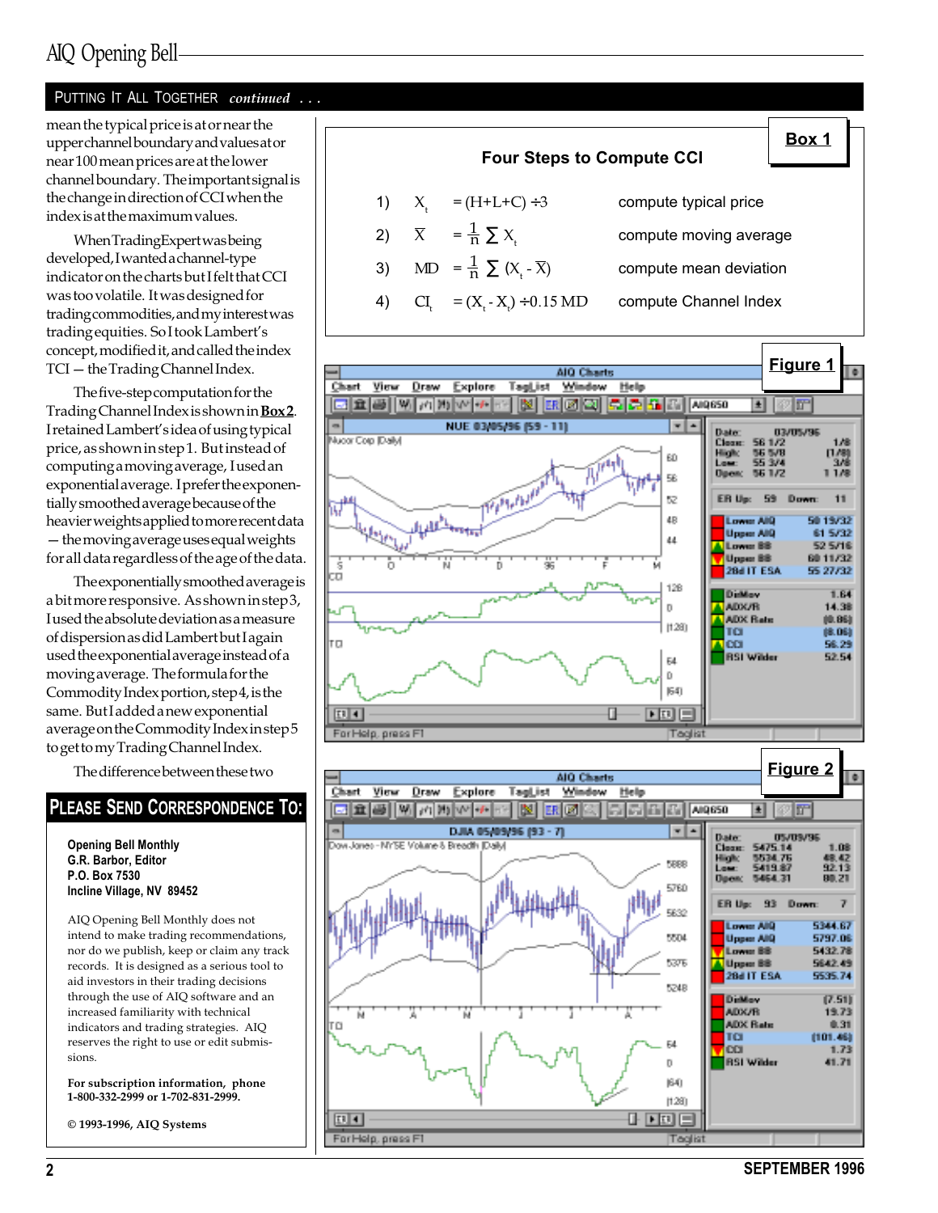## PUTTING IT ALL TOGETHER *continued . . .*

mean the typical price is at or near the upper channel boundary and values at or near 100 mean prices are at the lower channel boundary. The important signal is the change in direction of CCI when the index is at the maximum values.

When TradingExpert was being developed, I wanted a channel-type indicator on the charts but I felt that CCI was too volatile. It was designed for trading commodities, and my interest was trading equities. So I took Lambert's concept, modified it, and called the index TCI — the Trading Channel Index.

The five-step computation for the Trading Channel Index is shown in **Box 2**. I retained Lambert's idea of using typical price, as shown in step 1. But instead of computing a moving average, I used an exponential average. I prefer the exponentially smoothed average because of the heavier weights applied to more recent data — the moving average uses equal weights for all data regardless of the age of the data.

The exponentially smoothed average is a bit more responsive. As shown in step 3, I used the absolute deviation as a measure of dispersion as did Lambert but I again used the exponential average instead of a moving average. The formula for the Commodity Index portion, step 4, is the same. But I added a new exponential average on the Commodity Index in step 5 to get to my Trading Channel Index.

The difference between these two

**Box 1**

### Four Steps to Compute CCI

| | | | |
|---|---|---|---|
| 1) | $X_t$ | $= (H+L+C) \div 3$ | compute typical price |
| 2) | $\bar{X}$ | $= \frac{1}{n} \sum X_t$ | compute moving average |
| 3) | MD | $= \frac{1}{n} \sum (X_t - \bar{X})$ | compute mean deviation |
| 4) | $CI_t$ | $= (X_t - X_t) \div 0.15\ MD$ | compute Channel Index |

**Figure 1**

**Figure 2**

## PLEASE SEND CORRESPONDENCE TO:

**Opening Bell Monthly**
**G.R. Barbor, Editor**
**P.O. Box 7530**
**Incline Village, NV 89452**

AIQ Opening Bell Monthly does not intend to make trading recommendations, nor do we publish, keep or claim any track records. It is designed as a serious tool to aid investors in their trading decisions through the use of AIQ software and an increased familiarity with technical indicators and trading strategies. AIQ reserves the right to use or edit submissions.

**For subscription information, phone 1-800-332-2999 or 1-702-831-2999.**

**© 1993-1996, AIQ Systems**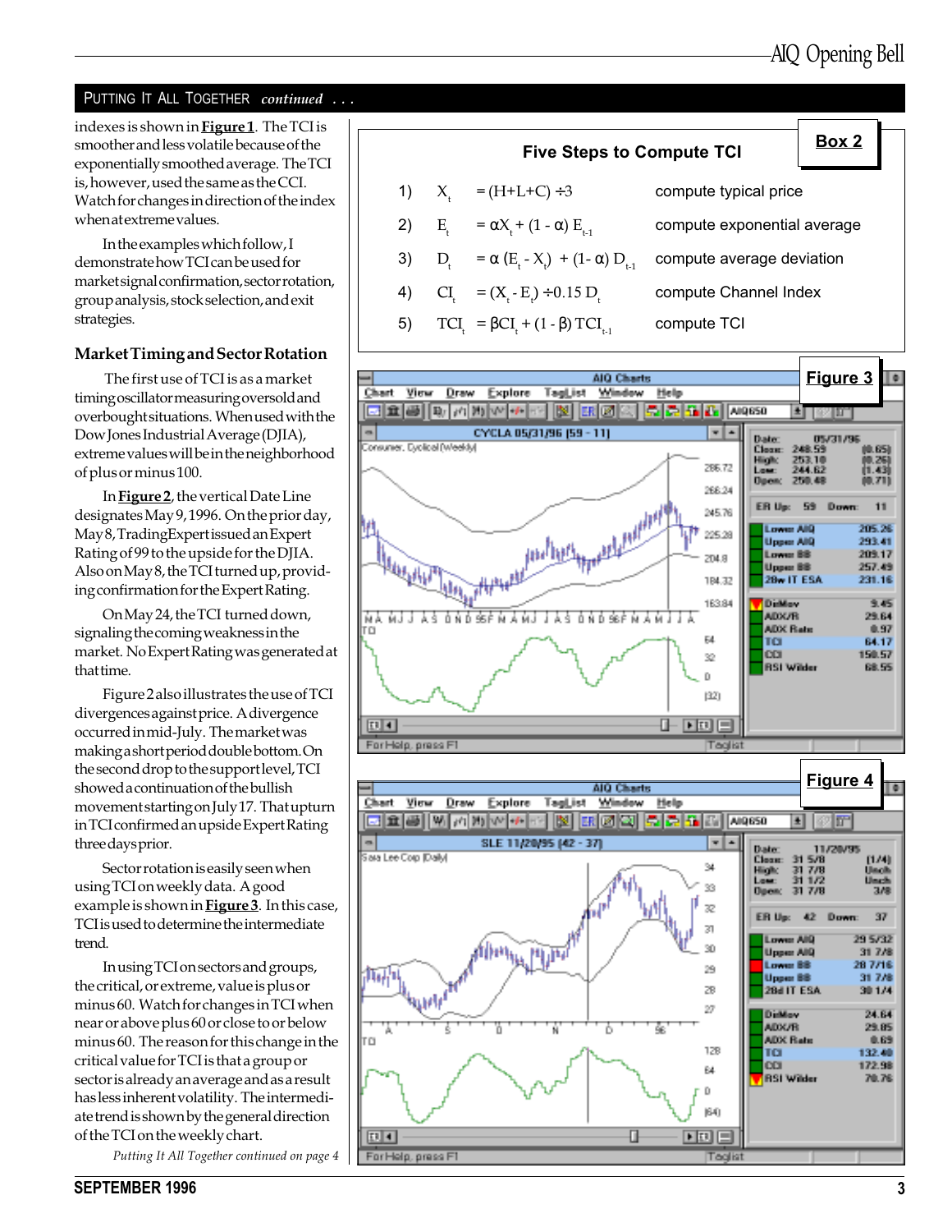## PUTTING IT ALL TOGETHER *continued . . .*

indexes is shown in **Figure 1**. The TCI is smoother and less volatile because of the exponentially smoothed average. The TCI is, however, used the same as the CCI. Watch for changes in direction of the index when at extreme values.

In the examples which follow, I demonstrate how TCI can be used for market signal confirmation, sector rotation, group analysis, stock selection, and exit strategies.

### Market Timing and Sector Rotation

The first use of TCI is as a market timing oscillator measuring oversold and overbought situations. When used with the Dow Jones Industrial Average (DJIA), extreme values will be in the neighborhood of plus or minus 100.

In **Figure 2**, the vertical Date Line designates May 9, 1996. On the prior day, May 8, TradingExpert issued an Expert Rating of 99 to the upside for the DJIA. Also on May 8, the TCI turned up, providing confirmation for the Expert Rating.

On May 24, the TCI turned down, signaling the coming weakness in the market. No Expert Rating was generated at that time.

Figure 2 also illustrates the use of TCI divergences against price. A divergence occurred in mid-July. The market was making a short period double bottom. On the second drop to the support level, TCI showed a continuation of the bullish movement starting on July 17. That upturn in TCI confirmed an upside Expert Rating three days prior.

Sector rotation is easily seen when using TCI on weekly data. A good example is shown in **Figure 3**. In this case, TCI is used to determine the intermediate trend.

In using TCI on sectors and groups, the critical, or extreme, value is plus or minus 60. Watch for changes in TCI when near or above plus 60 or close to or below minus 60. The reason for this change in the critical value for TCI is that a group or sector is already an average and as a result has less inherent volatility. The intermediate trend is shown by the general direction of the TCI on the weekly chart.

*Putting It All Together continued on page 4*

**Box 2**

**Five Steps to Compute TCI**

| | | |
|---|---|---|
| 1) | $X_t = (H+L+C) \div 3$ | compute typical price |
| 2) | $E_t = \alpha X_t + (1 - \alpha)\, E_{t-1}$ | compute exponential average |
| 3) | $D_t = \alpha\,(E_t - X_t) + (1 - \alpha)\, D_{t-1}$ | compute average deviation |
| 4) | $CI_t = (X_t - E_t) \div 0.15\, D_t$ | compute Channel Index |
| 5) | $TCI_t = \beta CI_t + (1 - \beta)\, TCI_{t-1}$ | compute TCI |

**Figure 3**

**Figure 4**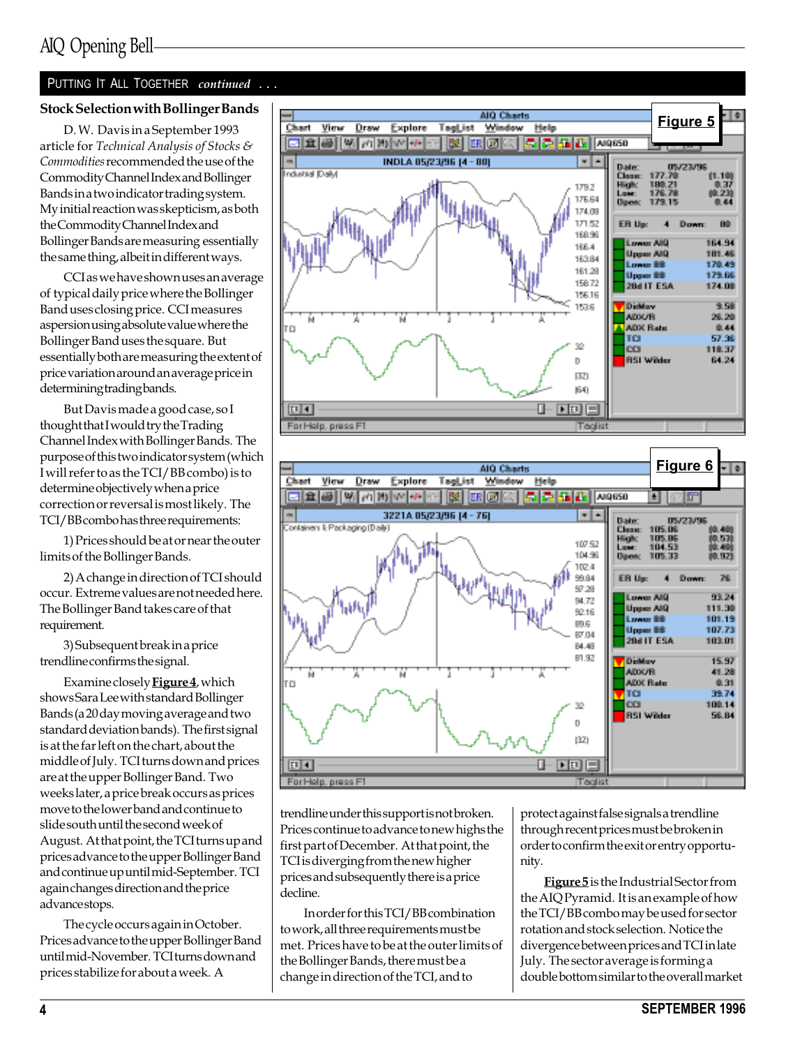## PUTTING IT ALL TOGETHER *continued . . .*

### Stock Selection with Bollinger Bands

D. W. Davis in a September 1993 article for *Technical Analysis of Stocks & Commodities* recommended the use of the Commodity Channel Index and Bollinger Bands in a two indicator trading system. My initial reaction was skepticism, as both the Commodity Channel Index and Bollinger Bands are measuring essentially the same thing, albeit in different ways.

CCI as we have shown uses an average of typical daily price where the Bollinger Band uses closing price. CCI measures aspersion using absolute value where the Bollinger Band uses the square. But essentially both are measuring the extent of price variation around an average price in determining trading bands.

But Davis made a good case, so I thought that I would try the Trading Channel Index with Bollinger Bands. The purpose of this two indicator system (which I will refer to as the TCI/BB combo) is to determine objectively when a price correction or reversal is most likely. The TCI/BB combo has three requirements:

1) Prices should be at or near the outer limits of the Bollinger Bands.

2) A change in direction of TCI should occur. Extreme values are not needed here. The Bollinger Band takes care of that requirement.

3) Subsequent break in a price trendline confirms the signal.

Examine closely **Figure 4**, which shows Sara Lee with standard Bollinger Bands (a 20 day moving average and two standard deviation bands). The first signal is at the far left on the chart, about the middle of July. TCI turns down and prices are at the upper Bollinger Band. Two weeks later, a price break occurs as prices move to the lower band and continue to slide south until the second week of August. At that point, the TCI turns up and prices advance to the upper Bollinger Band and continue up until mid-September. TCI again changes direction and the price advance stops.

The cycle occurs again in October. Prices advance to the upper Bollinger Band until mid-November. TCI turns down and prices stabilize for about a week. A trendline under this support is not broken. Prices continue to advance to new highs the first part of December. At that point, the TCI is diverging from the new higher prices and subsequently there is a price decline.

In order for this TCI/BB combination to work, all three requirements must be met. Prices have to be at the outer limits of the Bollinger Bands, there must be a change in direction of the TCI, and to protect against false signals a trendline through recent prices must be broken in order to confirm the exit or entry opportunity.

**Figure 5** is the Industrial Sector from the AIQ Pyramid. It is an example of how the TCI/BB combo may be used for sector rotation and stock selection. Notice the divergence between prices and TCI in late July. The sector average is forming a double bottom similar to the overall market

**Figure 5**

**Figure 6**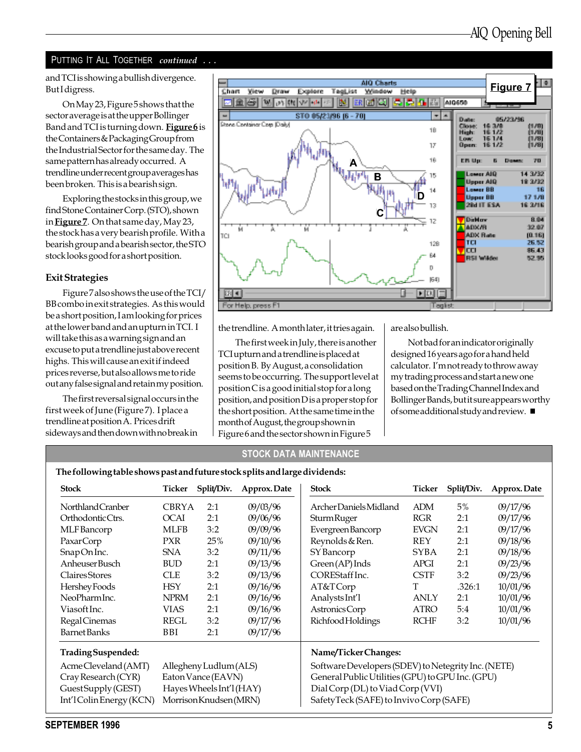## PUTTING IT ALL TOGETHER *continued . . .*

and TCI is showing a bullish divergence. But I digress.

On May 23, Figure 5 shows that the sector average is at the upper Bollinger Band and TCI is turning down. **Figure 6** is the Containers & Packaging Group from the Industrial Sector for the same day. The same pattern has already occurred. A trendline under recent group averages has been broken. This is a bearish sign.

Exploring the stocks in this group, we find Stone Container Corp. (STO), shown in **Figure 7**. On that same day, May 23, the stock has a very bearish profile. With a bearish group and a bearish sector, the STO stock looks good for a short position.

### Exit Strategies

Figure 7 also shows the use of the TCI/BB combo in exit strategies. As this would be a short position, I am looking for prices at the lower band and an upturn in TCI. I will take this as a warning sign and an excuse to put a trendline just above recent highs. This will cause an exit if indeed prices reverse, but also allows me to ride out any false signal and retain my position.

The first reversal signal occurs in the first week of June (Figure 7). I place a trendline at position A. Prices drift sideways and then down with no break in the trendline. A month later, it tries again.

The first week in July, there is another TCI upturn and a trendline is placed at position B. By August, a consolidation seems to be occurring. The support level at position C is a good initial stop for a long position, and position D is a proper stop for the short position. At the same time in the month of August, the group shown in Figure 6 and the sector shown in Figure 5 are also bullish.

Not bad for an indicator originally designed 16 years ago for a hand held calculator. I'm not ready to throw away my trading process and start a new one based on the Trading Channel Index and Bollinger Bands, but it sure appears worthy of some additional study and review. ■

**Figure 7**

## STOCK DATA MAINTENANCE

**The following table shows past and future stock splits and large dividends:**

| Stock | Ticker | Split/Div. | Approx. Date |
|---|---|---|---|
| Northland Cranber | CBRYA | 2:1 | 09/03/96 |
| Orthodontic Ctrs. | OCAI | 2:1 | 09/06/96 |
| MLF Bancorp | MLFB | 3:2 | 09/09/96 |
| Paxar Corp | PXR | 25% | 09/10/96 |
| Snap On Inc. | SNA | 3:2 | 09/11/96 |
| Anheuser Busch | BUD | 2:1 | 09/13/96 |
| Claires Stores | CLE | 3:2 | 09/13/96 |
| Hershey Foods | HSY | 2:1 | 09/16/96 |
| NeoPharm Inc. | NPRM | 2:1 | 09/16/96 |
| Viasoft Inc. | VIAS | 2:1 | 09/16/96 |
| Regal Cinemas | REGL | 3:2 | 09/17/96 |
| Barnet Banks | BBI | 2:1 | 09/17/96 |
| Archer Daniels Midland | ADM | 5% | 09/17/96 |
| Sturm Ruger | RGR | 2:1 | 09/17/96 |
| Evergreen Bancorp | EVGN | 2:1 | 09/17/96 |
| Reynolds & Ren. | REY | 2:1 | 09/18/96 |
| SY Bancorp | SYBA | 2:1 | 09/18/96 |
| Green (AP) Inds | APGI | 2:1 | 09/23/96 |
| COREStaff Inc. | CSTF | 3:2 | 09/23/96 |
| AT&T Corp | T | .326:1 | 10/01/96 |
| Analysts Int'l | ANLY | 2:1 | 10/01/96 |
| Astronics Corp | ATRO | 5:4 | 10/01/96 |
| Richfood Holdings | RCHF | 3:2 | 10/01/96 |

**Trading Suspended:**

Acme Cleveland (AMT)
Cray Research (CYR)
Guest Supply (GEST)
Int'l Colin Energy (KCN)
Allegheny Ludlum (ALS)
Eaton Vance (EAVN)
Hayes Wheels Int'l (HAY)
Morrison Knudsen (MRN)

**Name/Ticker Changes:**

Software Developers (SDEV) to Netegrity Inc. (NETE)
General Public Utilities (GPU) to GPU Inc. (GPU)
Dial Corp (DL) to Viad Corp (VVI)
Safety Teck (SAFE) to Invivo Corp (SAFE)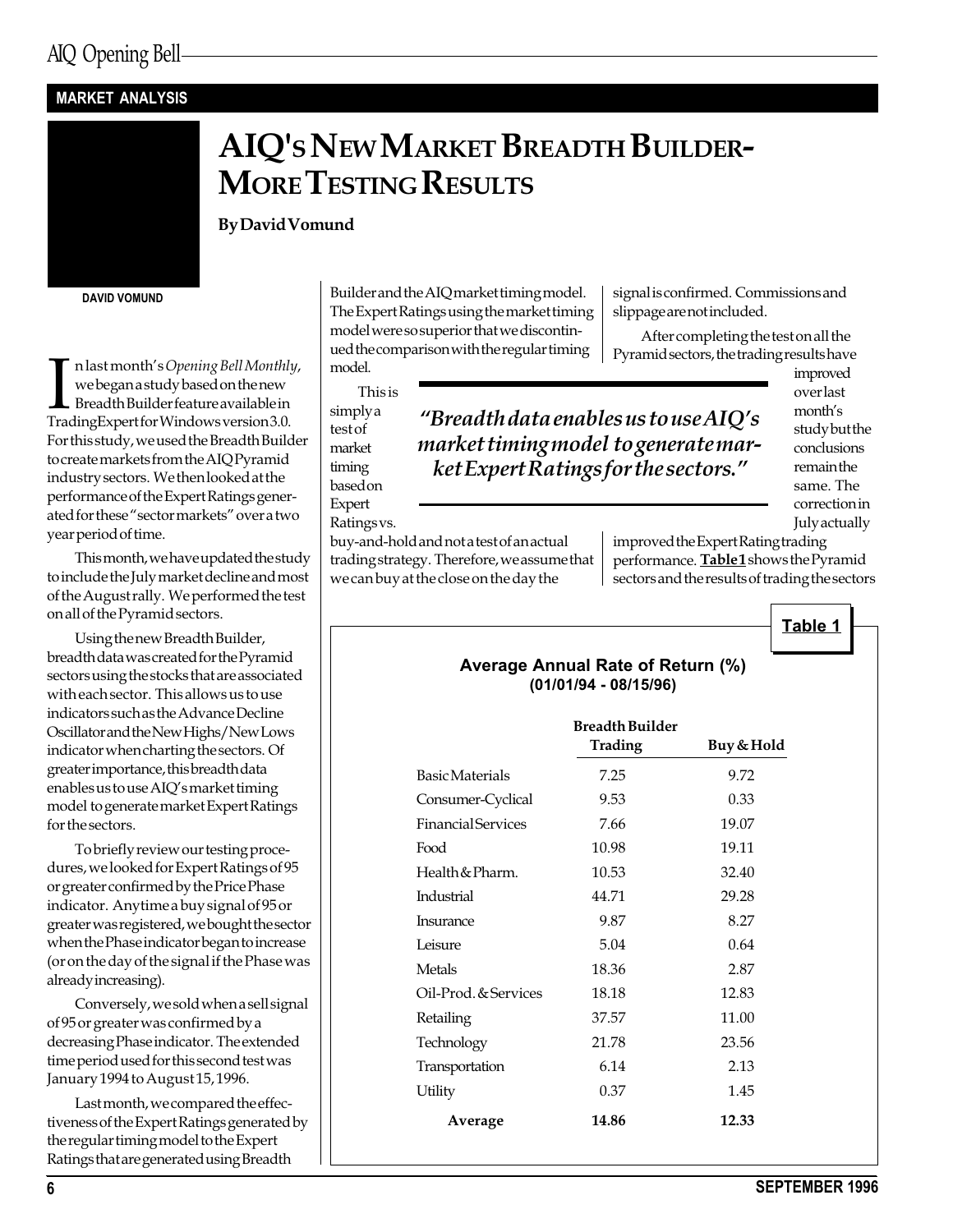MARKET ANALYSIS

# AIQ'S NEW MARKET BREADTH BUILDER-MORE TESTING RESULTS

**By David Vomund**

DAVID VOMUND

In last month's *Opening Bell Monthly*, we began a study based on the new Breadth Builder feature available in TradingExpert for Windows version 3.0. For this study, we used the Breadth Builder to create markets from the AIQ Pyramid industry sectors. We then looked at the performance of the Expert Ratings generated for these "sector markets" over a two year period of time.

This month, we have updated the study to include the July market decline and most of the August rally. We performed the test on all of the Pyramid sectors.

Using the new Breadth Builder, breadth data was created for the Pyramid sectors using the stocks that are associated with each sector. This allows us to use indicators such as the Advance Decline Oscillator and the New Highs/New Lows indicator when charting the sectors. Of greater importance, this breadth data enables us to use AIQ's market timing model to generate market Expert Ratings for the sectors.

To briefly review our testing procedures, we looked for Expert Ratings of 95 or greater confirmed by the Price Phase indicator. Anytime a buy signal of 95 or greater was registered, we bought the sector when the Phase indicator began to increase (or on the day of the signal if the Phase was already increasing).

Conversely, we sold when a sell signal of 95 or greater was confirmed by a decreasing Phase indicator. The extended time period used for this second test was January 1994 to August 15, 1996.

Last month, we compared the effectiveness of the Expert Ratings generated by the regular timing model to the Expert Ratings that are generated using Breadth Builder and the AIQ market timing model. The Expert Ratings using the market timing model were so superior that we discontinued the comparison with the regular timing model.

This is simply a test of market timing based on Expert Ratings vs. buy-and-hold and not a test of an actual trading strategy. Therefore, we assume that we can buy at the close on the day the signal is confirmed. Commissions and slippage are not included.

> *"Breadth data enables us to use AIQ's market timing model to generate market Expert Ratings for the sectors."*

After completing the test on all the Pyramid sectors, the trading results have improved over last month's study but the conclusions remain the same. The correction in July actually improved the Expert Rating trading performance. **Table 1** shows the Pyramid sectors and the results of trading the sectors

**Table 1**

**Average Annual Rate of Return (%)**
**(01/01/94 - 08/15/96)**

| | Breadth Builder Trading | Buy & Hold |
|---|---|---|
| Basic Materials | 7.25 | 9.72 |
| Consumer-Cyclical | 9.53 | 0.33 |
| Financial Services | 7.66 | 19.07 |
| Food | 10.98 | 19.11 |
| Health & Pharm. | 10.53 | 32.40 |
| Industrial | 44.71 | 29.28 |
| Insurance | 9.87 | 8.27 |
| Leisure | 5.04 | 0.64 |
| Metals | 18.36 | 2.87 |
| Oil-Prod. & Services | 18.18 | 12.83 |
| Retailing | 37.57 | 11.00 |
| Technology | 21.78 | 23.56 |
| Transportation | 6.14 | 2.13 |
| Utility | 0.37 | 1.45 |
| **Average** | **14.86** | **12.33** |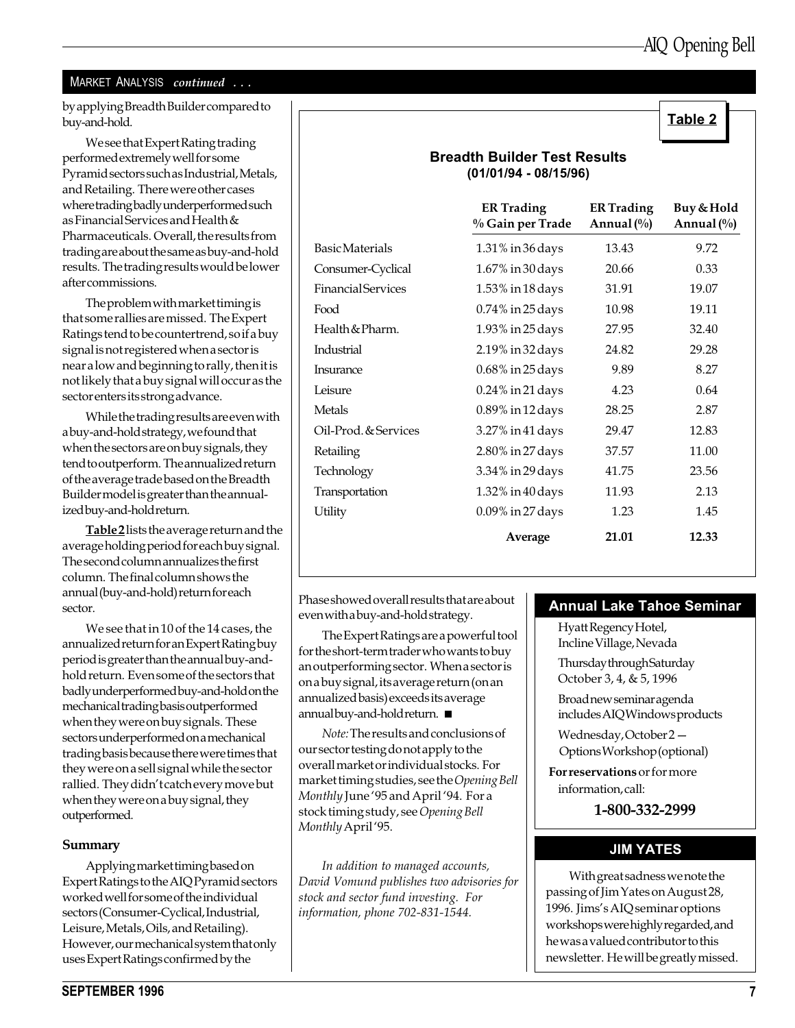MARKET ANALYSIS *continued . . .*

by applying Breadth Builder compared to buy-and-hold.

We see that Expert Rating trading performed extremely well for some Pyramid sectors such as Industrial, Metals, and Retailing. There were other cases where trading badly underperformed such as Financial Services and Health & Pharmaceuticals. Overall, the results from trading are about the same as buy-and-hold results. The trading results would be lower after commissions.

The problem with market timing is that some rallies are missed. The Expert Ratings tend to be countertrend, so if a buy signal is not registered when a sector is near a low and beginning to rally, then it is not likely that a buy signal will occur as the sector enters its strong advance.

While the trading results are even with a buy-and-hold strategy, we found that when the sectors are on buy signals, they tend to outperform. The annualized return of the average trade based on the Breadth Builder model is greater than the annualized buy-and-hold return.

**Table 2** lists the average return and the average holding period for each buy signal. The second column annualizes the first column. The final column shows the annual (buy-and-hold) return for each sector.

We see that in 10 of the 14 cases, the annualized return for an Expert Rating buy period is greater than the annual buy-and-hold return. Even some of the sectors that badly underperformed buy-and-hold on the mechanical trading basis outperformed when they were on buy signals. These sectors underperformed on a mechanical trading basis because there were times that they were on a sell signal while the sector rallied. They didn't catch every move but when they were on a buy signal, they outperformed.

**Table 2**

**Breadth Builder Test Results**
**(01/01/94 - 08/15/96)**

| | ER Trading % Gain per Trade | ER Trading Annual (%) | Buy & Hold Annual (%) |
|---|---|---|---|
| Basic Materials | 1.31% in 36 days | 13.43 | 9.72 |
| Consumer-Cyclical | 1.67% in 30 days | 20.66 | 0.33 |
| Financial Services | 1.53% in 18 days | 31.91 | 19.07 |
| Food | 0.74% in 25 days | 10.98 | 19.11 |
| Health & Pharm. | 1.93% in 25 days | 27.95 | 32.40 |
| Industrial | 2.19% in 32 days | 24.82 | 29.28 |
| Insurance | 0.68% in 25 days | 9.89 | 8.27 |
| Leisure | 0.24% in 21 days | 4.23 | 0.64 |
| Metals | 0.89% in 12 days | 28.25 | 2.87 |
| Oil-Prod. & Services | 3.27% in 41 days | 29.47 | 12.83 |
| Retailing | 2.80% in 27 days | 37.57 | 11.00 |
| Technology | 3.34% in 29 days | 41.75 | 23.56 |
| Transportation | 1.32% in 40 days | 11.93 | 2.13 |
| Utility | 0.09% in 27 days | 1.23 | 1.45 |
| | **Average** | **21.01** | **12.33** |

### Summary

Applying market timing based on Expert Ratings to the AIQ Pyramid sectors worked well for some of the individual sectors (Consumer-Cyclical, Industrial, Leisure, Metals, Oils, and Retailing). However, our mechanical system that only uses Expert Ratings confirmed by the Phase showed overall results that are about even with a buy-and-hold strategy.

The Expert Ratings are a powerful tool for the short-term trader who wants to buy an outperforming sector. When a sector is on a buy signal, its average return (on an annualized basis) exceeds its average annual buy-and-hold return. ■

*Note:* The results and conclusions of our sector testing do not apply to the overall market or individual stocks. For market timing studies, see the *Opening Bell Monthly* June '95 and April '94. For a stock timing study, see *Opening Bell Monthly* April '95.

*In addition to managed accounts, David Vomund publishes two advisories for stock and sector fund investing. For information, phone 702-831-1544.*

## Annual Lake Tahoe Seminar

Hyatt Regency Hotel, Incline Village, Nevada

Thursday through Saturday October 3, 4, & 5, 1996

Broad new seminar agenda includes AIQ Windows products

Wednesday, October 2 — Options Workshop (optional)

**For reservations** or for more information, call:

**1-800-332-2999**

## JIM YATES

With great sadness we note the passing of Jim Yates on August 28, 1996. Jims's AIQ seminar options workshops were highly regarded, and he was a valued contributor to this newsletter. He will be greatly missed.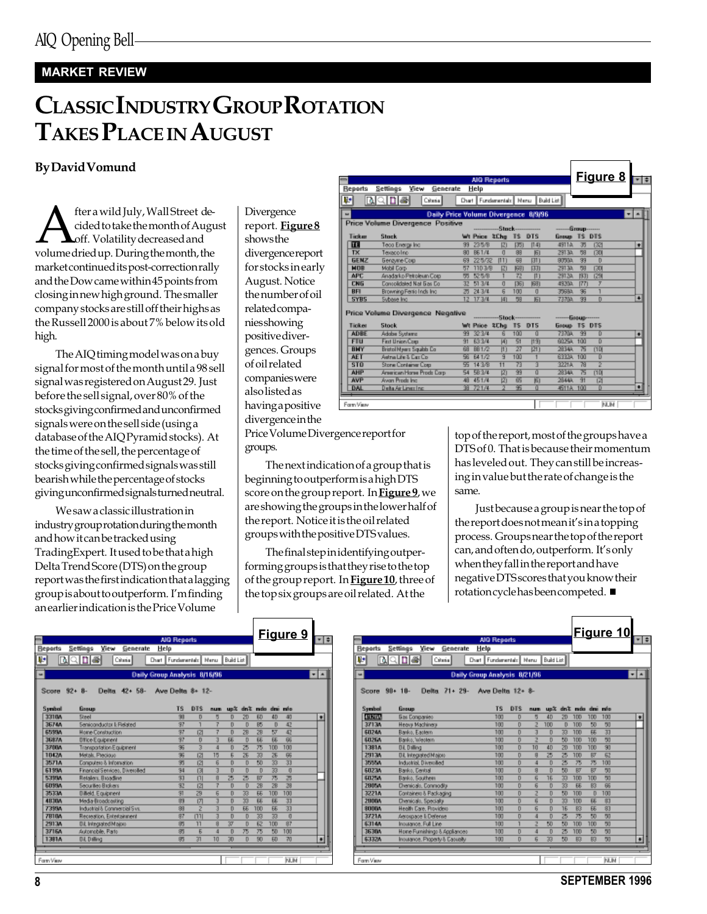## MARKET REVIEW

# Classic Industry Group Rotation Takes Place in August

**By David Vomund**

After a wild July, Wall Street decided to take the month of August off. Volatility decreased and volume dried up. During the month, the market continued its post-correction rally and the Dow came within 45 points from closing in new high ground. The smaller company stocks are still off their highs as the Russell 2000 is about 7% below its old high.

The AIQ timing model was on a buy signal for most of the month until a 98 sell signal was registered on August 29. Just before the sell signal, over 80% of the stocks giving confirmed and unconfirmed signals were on the sell side (using a database of the AIQ Pyramid stocks). At the time of the sell, the percentage of stocks giving confirmed signals was still bearish while the percentage of stocks giving unconfirmed signals turned neutral.

We saw a classic illustration in industry group rotation during the month and how it can be tracked using TradingExpert. It used to be that a high Delta Trend Score (DTS) on the group report was the first indication that a lagging group is about to outperform. I'm finding an earlier indication is the Price Volume Divergence report. **Figure 8** shows the divergence report for stocks in early August. Notice the number of oil related companies showing positive divergences. Groups of oil related companies were also listed as having a positive divergence in the Price Volume Divergence report for groups.

The next indication of a group that is beginning to outperform is a high DTS score on the group report. In **Figure 9**, we are showing the groups in the lower half of the report. Notice it is the oil related groups with the positive DTS values.

The final step in identifying outperforming groups is that they rise to the top of the group report. In **Figure 10**, three of the top six groups are oil related. At the top of the report, most of the groups have a DTS of 0. That is because their momentum has leveled out. They can still be increasing in value but the rate of change is the same.

Just because a group is near the top of the report does not mean it's in a topping process. Groups near the top of the report can, and often do, outperform. It's only when they fall in the report and have negative DTS scores that you know their rotation cycle has been competed. ■

**Figure 8**

AIQ Reports — Daily Price Volume Divergence 8/9/96

Price Volume Divergence Positive

| Ticker | Stock | Wt | Price | %Chg | TS | DTS | Group | TS | DTS |
|---|---|---|---|---|---|---|---|---|---|
| TE | Teco Energy Inc | 93 | 23 5/8 | (2) | (35) | (14) | 4911A | 35 | (32) |
| TX | Texaco Inc | 80 | 86 1/4 | 0 | 88 | (6) | 2913A | 58 | (30) |
| GENZ | Genzyme Corp | 69 | 22 5/32 | (11) | 68 | (31) | 8090A | 99 | 0 |
| MOB | Mobil Corp | 57 | 110 3/8 | (2) | (98) | (33) | 2913A | 58 | (30) |
| APC | Anadarko Petroleum Corp | 55 | 52 5/8 | 1 | 72 | (1) | 2912A | (93) | (29) |
| CNG | Consolidated Nat Gas Co | 32 | 51 3/4 | 0 | (36) | (68) | 4920A | (77) | 7 |
| BFI | Browning Ferris Inds Inc | 25 | 24 3/4 | 6 | 100 | 0 | 3569A | 96 | 1 |
| SYBS | Sybase Inc | 12 | 17 3/4 | (4) | 59 | (6) | 7370A | 99 | 0 |

Price Volume Divergence Negative

| Ticker | Stock | Wt | Price | %Chg | TS | DTS | Group | TS | DTS |
|---|---|---|---|---|---|---|---|---|---|
| ADBE | Adobe Systems | 99 | 32 1/4 | 6 | 100 | 0 | 7370A | 99 | 0 |
| FTU | First Union Corp | 91 | 63 1/4 | (4) | 51 | (19) | 6025A | 100 | 0 |
| BMY | Bristol Myers Squibb Co | 68 | 88 1/2 | (1) | 27 | (21) | 2834A | 75 | (10) |
| AET | Aetna Life & Cas Co | 56 | 64 1/2 | 3 | 100 | 1 | 6332A | 100 | 0 |
| STO | Stone Container Corp | 55 | 14 3/8 | 11 | 73 | 3 | 3221A | 78 | 2 |
| AHP | American Home Prods Corp | 54 | 58 3/4 | (2) | 99 | 0 | 2834A | 75 | (10) |
| AVP | Avon Prods Inc | 48 | 45 1/4 | (2) | 65 | (6) | 2844A | 91 | (2) |
| DAL | Delta Air Lines Inc | 38 | 72 1/4 | 2 | 95 | 0 | 4511A | 100 | 0 |

**Figure 9**

AIQ Reports — Daily Group Analysis 8/16/96

Score 92+ 8- Delta 42+ 58- Ave Delta 8+ 12-

| Symbol | Group | TS | DTS | num | up% | dn% | mdo | dmi | mfo |
|---|---|---|---|---|---|---|---|---|---|
| 3310A | Steel | 98 | 0 | 5 | 0 | 20 | 60 | 40 | 40 |
| 3674A | Semiconductor & Related | 97 | 1 | 7 | 0 | 0 | 85 | 0 | 42 |
| 6599A | Home Construction | 97 | (2) | 7 | 0 | 28 | 28 | 57 | 42 |
| 3687A | Office Equipment | 97 | 0 | 3 | 66 | 0 | 66 | 66 | 66 |
| 3700A | Transportation Equipment | 96 | 3 | 4 | 0 | 25 | 75 | 100 | 100 |
| 1042A | Metals, Precious | 96 | (2) | 15 | 6 | 26 | 33 | 26 | 66 |
| 3571A | Computers & Information | 95 | (2) | 6 | 0 | 0 | 50 | 33 | 33 |
| 6199A | Financial Services, Diversified | 94 | (3) | 3 | 0 | 0 | 0 | 33 | 0 |
| 5399A | Retailers, Broadline | 93 | (1) | 8 | 25 | 25 | 87 | 75 | 25 |
| 6099A | Securities Brokers | 92 | (2) | 7 | 0 | 0 | 28 | 28 | 28 |
| 3533A | Oilfield Equipment | 91 | 29 | 6 | 0 | 33 | 66 | 100 | 100 |
| 4830A | Media Broadcasting | 89 | (7) | 3 | 0 | 33 | 66 | 66 | 33 |
| 7399A | Industrial & Commercial Svs. | 88 | 2 | 3 | 0 | 66 | 100 | 66 | 33 |
| 7810A | Recreation, Entertainment | 87 | (11) | 3 | 0 | 0 | 33 | 33 | 0 |
| 2913A | Oil, Integrated Majors | 85 | 11 | 8 | 37 | 0 | 62 | 100 | 87 |
| 3716A | Automobile, Parts | 85 | 6 | 4 | 0 | 75 | 75 | 50 | 100 |
| 1381A | Oil, Drilling | 85 | 31 | 10 | 30 | 0 | 90 | 60 | 70 |

**Figure 10**

AIQ Reports — Daily Group Analysis 8/21/96

Score 90+ 10- Delta 71+ 29- Ave Delta 12+ 8-

| Symbol | Group | TS | DTS | num | up% | dn% | mdo | dmi | mfo |
|---|---|---|---|---|---|---|---|---|---|
| 4920A | Gas Companies | 100 | 0 | 5 | 40 | 20 | 100 | 100 | 100 |
| 3713A | Heavy Machinery | 100 | 0 | 2 | 100 | 0 | 100 | 50 | 50 |
| 6024A | Banks, Eastern | 100 | 0 | 3 | 0 | 33 | 100 | 66 | 33 |
| 6026A | Banks, Western | 100 | 0 | 2 | 0 | 50 | 100 | 100 | 50 |
| 1381A | Oil, Drilling | 100 | 0 | 10 | 40 | 20 | 100 | 100 | 90 |
| 2913A | Oil, Integrated Majors | 100 | 0 | 8 | 25 | 25 | 100 | 87 | 62 |
| 3555A | Industrial, Diversified | 100 | 0 | 4 | 0 | 25 | 75 | 75 | 100 |
| 6023A | Banks, Central | 100 | 0 | 8 | 0 | 50 | 87 | 87 | 50 |
| 6025A | Banks, Southern | 100 | 0 | 6 | 16 | 33 | 100 | 100 | 50 |
| 2805A | Chemicals, Commodity | 100 | 0 | 6 | 0 | 33 | 66 | 83 | 66 |
| 3221A | Containers & Packaging | 100 | 0 | 2 | 0 | 50 | 100 | 0 | 100 |
| 2800A | Chemicals, Specialty | 100 | 0 | 6 | 0 | 33 | 100 | 66 | 83 |
| 8000A | Health Care, Providers | 100 | 0 | 6 | 0 | 16 | 83 | 66 | 83 |
| 3721A | Aerospace & Defense | 100 | 0 | 4 | 0 | 25 | 75 | 50 | 50 |
| 6314A | Insurance, Full Line | 100 | 1 | 2 | 50 | 50 | 100 | 100 | 50 |
| 3630A | Home Furnishings & Appliances | 100 | 0 | 4 | 0 | 25 | 100 | 50 | 50 |
| 6332A | Insurance, Property & Casualty | 100 | 0 | 6 | 33 | 50 | 83 | 83 | 50 |